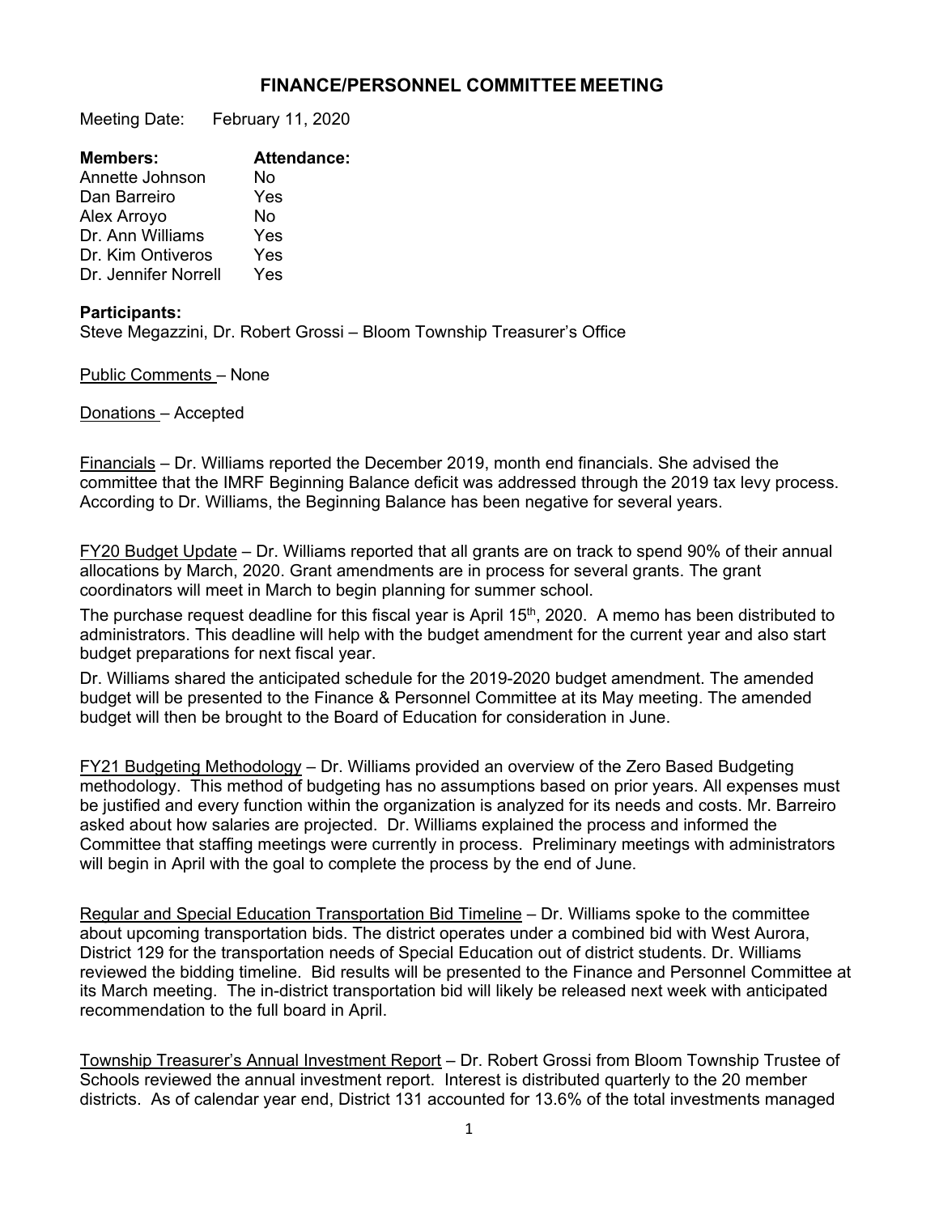# FINANCE/PERSONNEL COMMITTEE MEETING

Meeting Date: February 11, 2020

| **Members:** | **Attendance:** |
| --- | --- |
| Annette Johnson | No |
| Dan Barreiro | Yes |
| Alex Arroyo | No |
| Dr. Ann Williams | Yes |
| Dr. Kim Ontiveros | Yes |
| Dr. Jennifer Norrell | Yes |

**Participants:**
Steve Megazzini, Dr. Robert Grossi – Bloom Township Treasurer's Office

Public Comments – None

Donations – Accepted

Financials – Dr. Williams reported the December 2019, month end financials. She advised the committee that the IMRF Beginning Balance deficit was addressed through the 2019 tax levy process. According to Dr. Williams, the Beginning Balance has been negative for several years.

FY20 Budget Update – Dr. Williams reported that all grants are on track to spend 90% of their annual allocations by March, 2020. Grant amendments are in process for several grants. The grant coordinators will meet in March to begin planning for summer school.

The purchase request deadline for this fiscal year is April 15th, 2020. A memo has been distributed to administrators. This deadline will help with the budget amendment for the current year and also start budget preparations for next fiscal year.

Dr. Williams shared the anticipated schedule for the 2019-2020 budget amendment. The amended budget will be presented to the Finance & Personnel Committee at its May meeting. The amended budget will then be brought to the Board of Education for consideration in June.

FY21 Budgeting Methodology – Dr. Williams provided an overview of the Zero Based Budgeting methodology. This method of budgeting has no assumptions based on prior years. All expenses must be justified and every function within the organization is analyzed for its needs and costs. Mr. Barreiro asked about how salaries are projected. Dr. Williams explained the process and informed the Committee that staffing meetings were currently in process. Preliminary meetings with administrators will begin in April with the goal to complete the process by the end of June.

Regular and Special Education Transportation Bid Timeline – Dr. Williams spoke to the committee about upcoming transportation bids. The district operates under a combined bid with West Aurora, District 129 for the transportation needs of Special Education out of district students. Dr. Williams reviewed the bidding timeline. Bid results will be presented to the Finance and Personnel Committee at its March meeting. The in-district transportation bid will likely be released next week with anticipated recommendation to the full board in April.

Township Treasurer's Annual Investment Report – Dr. Robert Grossi from Bloom Township Trustee of Schools reviewed the annual investment report. Interest is distributed quarterly to the 20 member districts. As of calendar year end, District 131 accounted for 13.6% of the total investments managed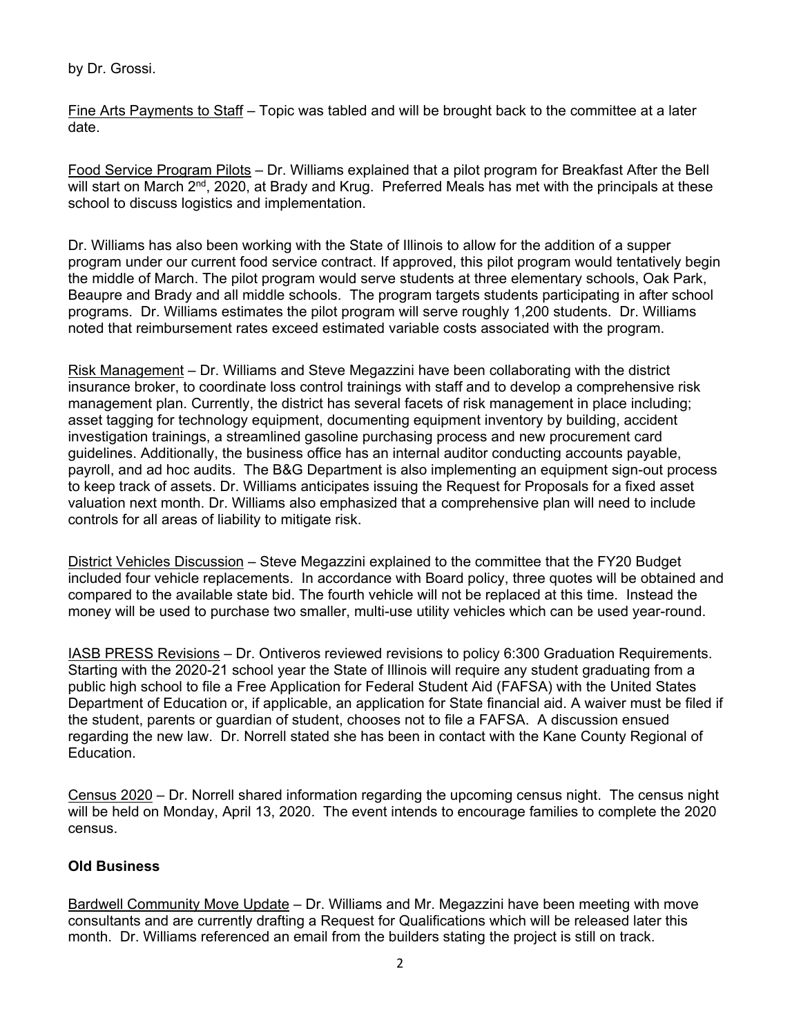by Dr. Grossi.

Fine Arts Payments to Staff – Topic was tabled and will be brought back to the committee at a later date.

Food Service Program Pilots – Dr. Williams explained that a pilot program for Breakfast After the Bell will start on March 2nd, 2020, at Brady and Krug. Preferred Meals has met with the principals at these school to discuss logistics and implementation.

Dr. Williams has also been working with the State of Illinois to allow for the addition of a supper program under our current food service contract. If approved, this pilot program would tentatively begin the middle of March. The pilot program would serve students at three elementary schools, Oak Park, Beaupre and Brady and all middle schools. The program targets students participating in after school programs. Dr. Williams estimates the pilot program will serve roughly 1,200 students. Dr. Williams noted that reimbursement rates exceed estimated variable costs associated with the program.

Risk Management – Dr. Williams and Steve Megazzini have been collaborating with the district insurance broker, to coordinate loss control trainings with staff and to develop a comprehensive risk management plan. Currently, the district has several facets of risk management in place including; asset tagging for technology equipment, documenting equipment inventory by building, accident investigation trainings, a streamlined gasoline purchasing process and new procurement card guidelines. Additionally, the business office has an internal auditor conducting accounts payable, payroll, and ad hoc audits. The B&G Department is also implementing an equipment sign-out process to keep track of assets. Dr. Williams anticipates issuing the Request for Proposals for a fixed asset valuation next month. Dr. Williams also emphasized that a comprehensive plan will need to include controls for all areas of liability to mitigate risk.

District Vehicles Discussion – Steve Megazzini explained to the committee that the FY20 Budget included four vehicle replacements. In accordance with Board policy, three quotes will be obtained and compared to the available state bid. The fourth vehicle will not be replaced at this time. Instead the money will be used to purchase two smaller, multi-use utility vehicles which can be used year-round.

IASB PRESS Revisions – Dr. Ontiveros reviewed revisions to policy 6:300 Graduation Requirements. Starting with the 2020-21 school year the State of Illinois will require any student graduating from a public high school to file a Free Application for Federal Student Aid (FAFSA) with the United States Department of Education or, if applicable, an application for State financial aid. A waiver must be filed if the student, parents or guardian of student, chooses not to file a FAFSA. A discussion ensued regarding the new law. Dr. Norrell stated she has been in contact with the Kane County Regional of Education.

Census 2020 – Dr. Norrell shared information regarding the upcoming census night. The census night will be held on Monday, April 13, 2020. The event intends to encourage families to complete the 2020 census.

**Old Business**

Bardwell Community Move Update – Dr. Williams and Mr. Megazzini have been meeting with move consultants and are currently drafting a Request for Qualifications which will be released later this month. Dr. Williams referenced an email from the builders stating the project is still on track.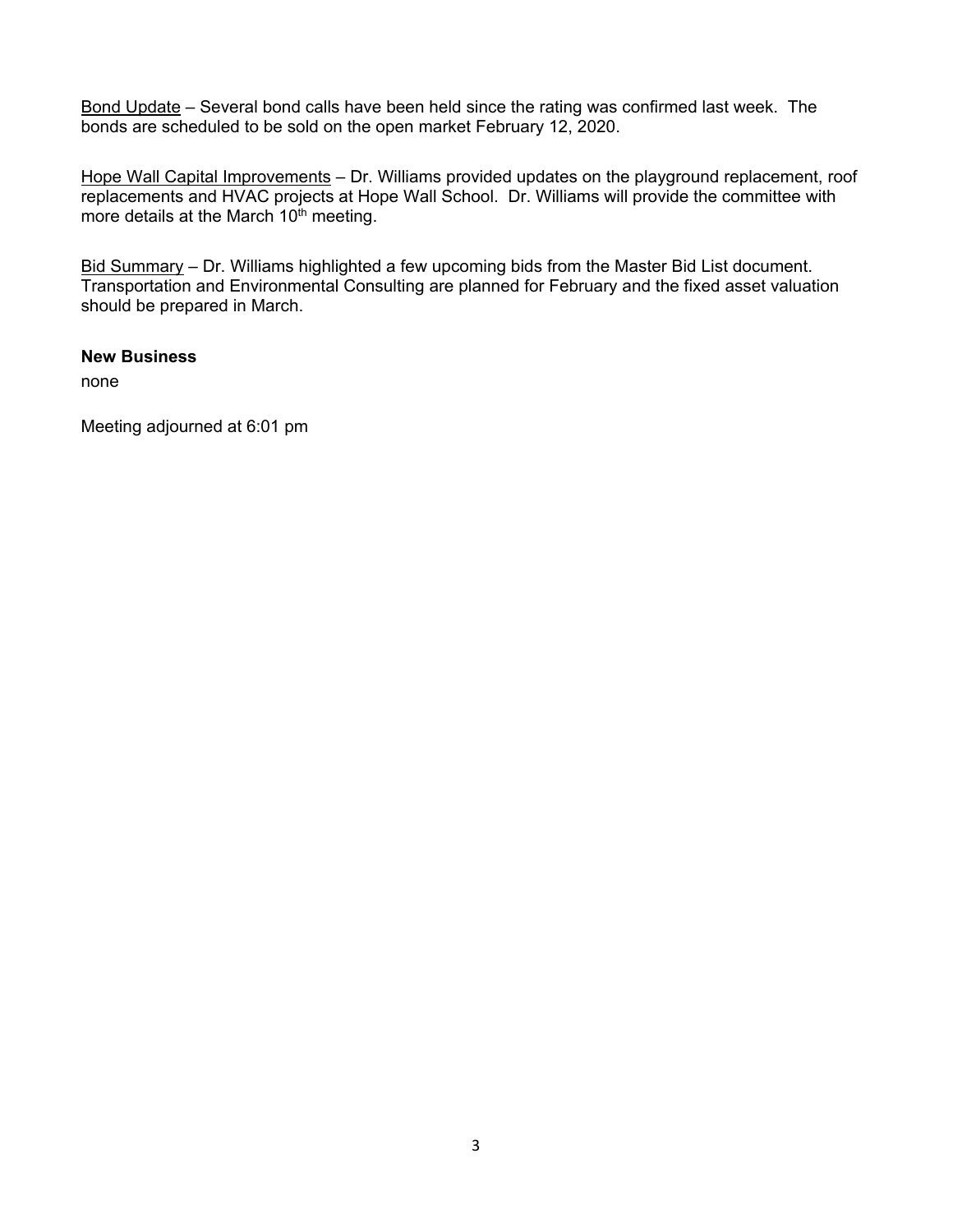Bond Update – Several bond calls have been held since the rating was confirmed last week. The bonds are scheduled to be sold on the open market February 12, 2020.

Hope Wall Capital Improvements – Dr. Williams provided updates on the playground replacement, roof replacements and HVAC projects at Hope Wall School. Dr. Williams will provide the committee with more details at the March 10th meeting.

Bid Summary – Dr. Williams highlighted a few upcoming bids from the Master Bid List document. Transportation and Environmental Consulting are planned for February and the fixed asset valuation should be prepared in March.

**New Business**

none

Meeting adjourned at 6:01 pm